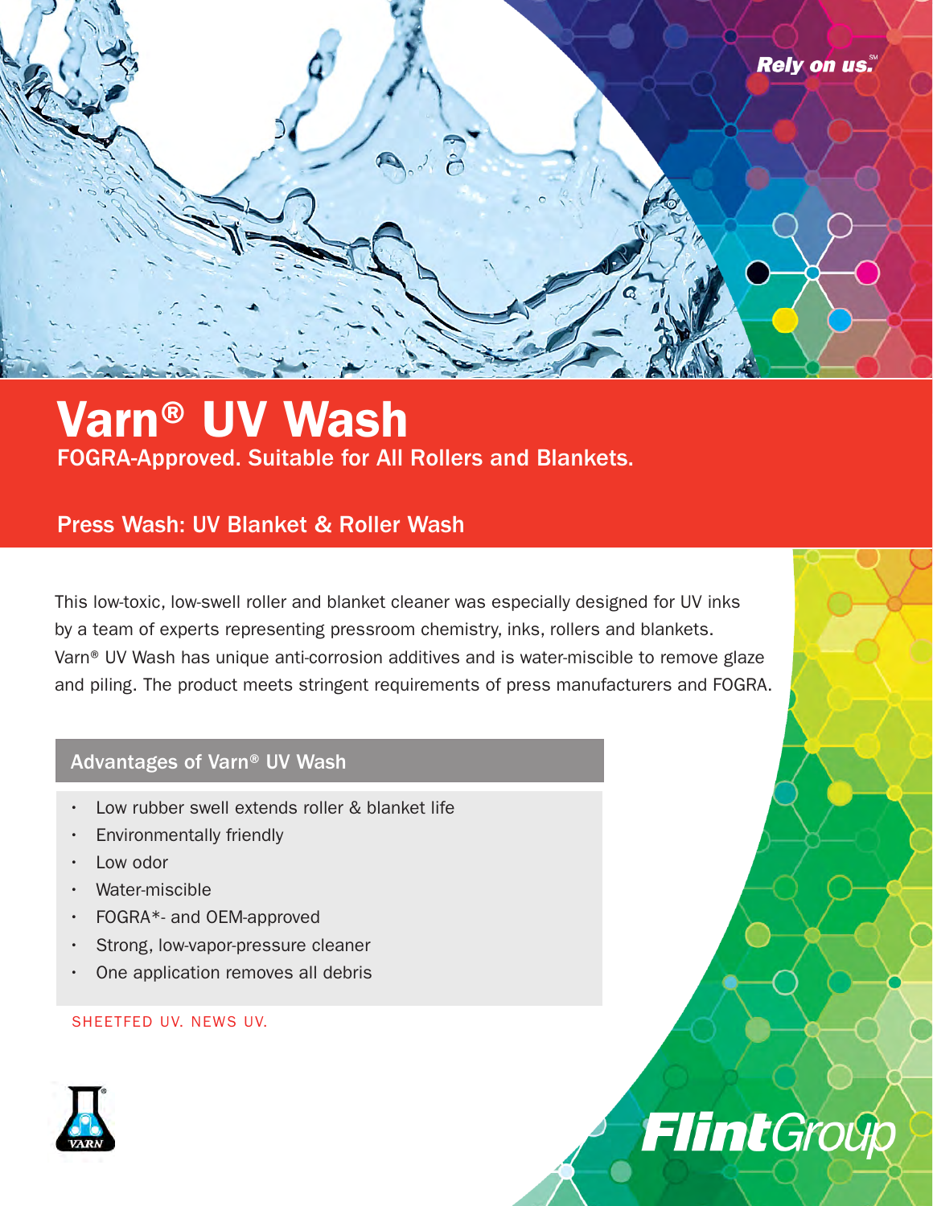Rely on us.℠

# Varn® UV Wash

FOGRA-Approved. Suitable for All Rollers and Blankets.

## Press Wash: UV Blanket & Roller Wash

This low-toxic, low-swell roller and blanket cleaner was especially designed for UV inks by a team of experts representing pressroom chemistry, inks, rollers and blankets. Varn® UV Wash has unique anti-corrosion additives and is water-miscible to remove glaze and piling. The product meets stringent requirements of press manufacturers and FOGRA.

### Advantages of Varn® UV Wash

- Low rubber swell extends roller & blanket life
- Environmentally friendly
- Low odor
- Water-miscible
- FOGRA*- and OEM-approved
- Strong, low-vapor-pressure cleaner
- One application removes all debris

SHEETFED UV. NEWS UV.

VARN

FlintGroup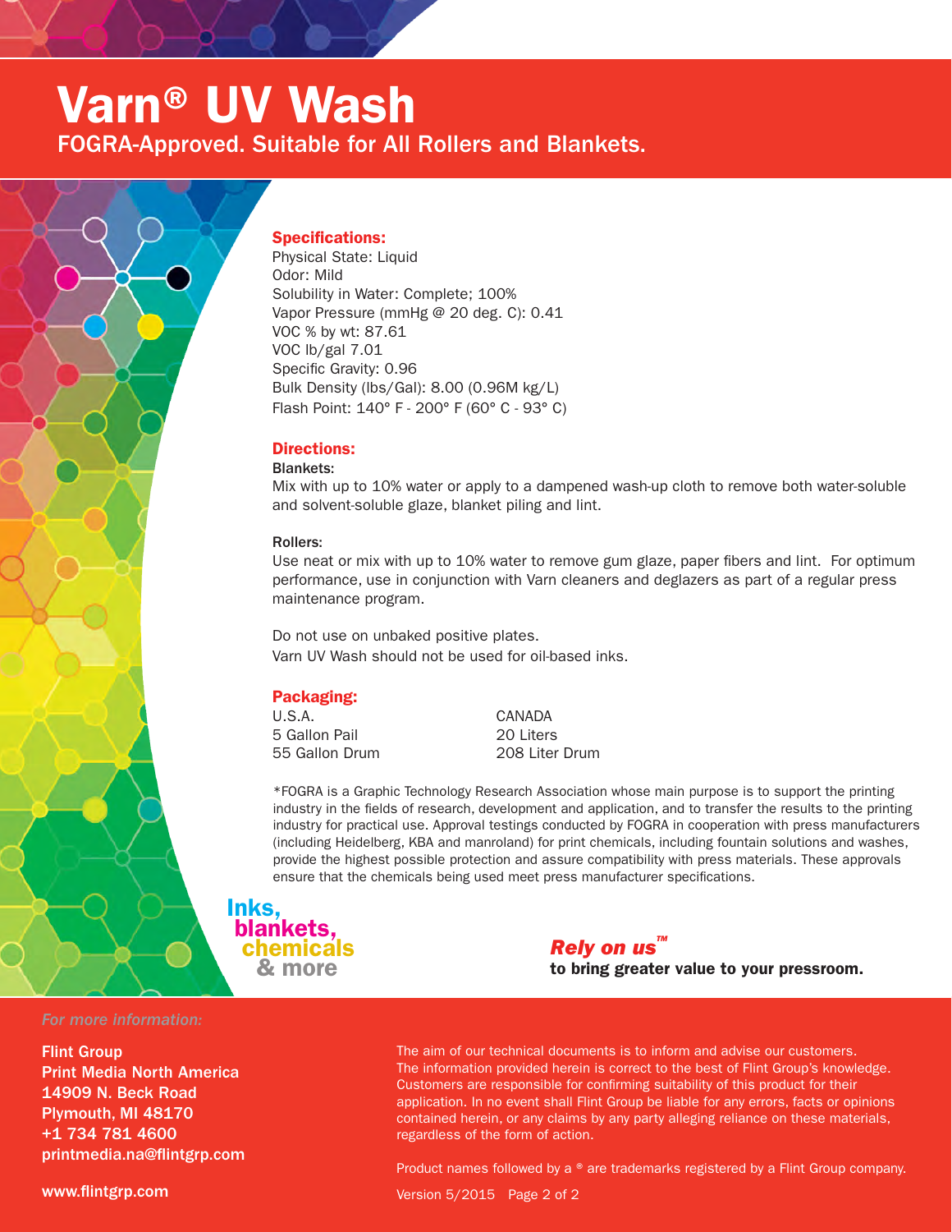# Varn® UV Wash

FOGRA-Approved. Suitable for All Rollers and Blankets.

## Specifications:

Physical State: Liquid
Odor: Mild
Solubility in Water: Complete; 100%
Vapor Pressure (mmHg @ 20 deg. C): 0.41
VOC % by wt: 87.61
VOC lb/gal 7.01
Specific Gravity: 0.96
Bulk Density (lbs/Gal): 8.00 (0.96M kg/L)
Flash Point: 140° F - 200° F (60° C - 93° C)

## Directions:

**Blankets:**

Mix with up to 10% water or apply to a dampened wash-up cloth to remove both water-soluble and solvent-soluble glaze, blanket piling and lint.

**Rollers:**

Use neat or mix with up to 10% water to remove gum glaze, paper fibers and lint. For optimum performance, use in conjunction with Varn cleaners and deglazers as part of a regular press maintenance program.

Do not use on unbaked positive plates.
Varn UV Wash should not be used for oil-based inks.

## Packaging:

| | |
|---|---|
| U.S.A. | CANADA |
| 5 Gallon Pail | 20 Liters |
| 55 Gallon Drum | 208 Liter Drum |

*FOGRA is a Graphic Technology Research Association whose main purpose is to support the printing industry in the fields of research, development and application, and to transfer the results to the printing industry for practical use. Approval testings conducted by FOGRA in cooperation with press manufacturers (including Heidelberg, KBA and manroland) for print chemicals, including fountain solutions and washes, provide the highest possible protection and assure compatibility with press materials. These approvals ensure that the chemicals being used meet press manufacturer specifications.

Inks, blankets, chemicals & more

***Rely on us™***
**to bring greater value to your pressroom.**

*For more information:*

**Flint Group**
**Print Media North America**
**14909 N. Beck Road**
**Plymouth, MI 48170**
**+1 734 781 4600**
**printmedia.na@flintgrp.com**

**www.flintgrp.com**

The aim of our technical documents is to inform and advise our customers. The information provided herein is correct to the best of Flint Group's knowledge. Customers are responsible for confirming suitability of this product for their application. In no event shall Flint Group be liable for any errors, facts or opinions contained herein, or any claims by any party alleging reliance on these materials, regardless of the form of action.

Product names followed by a ® are trademarks registered by a Flint Group company.

Version 5/2015